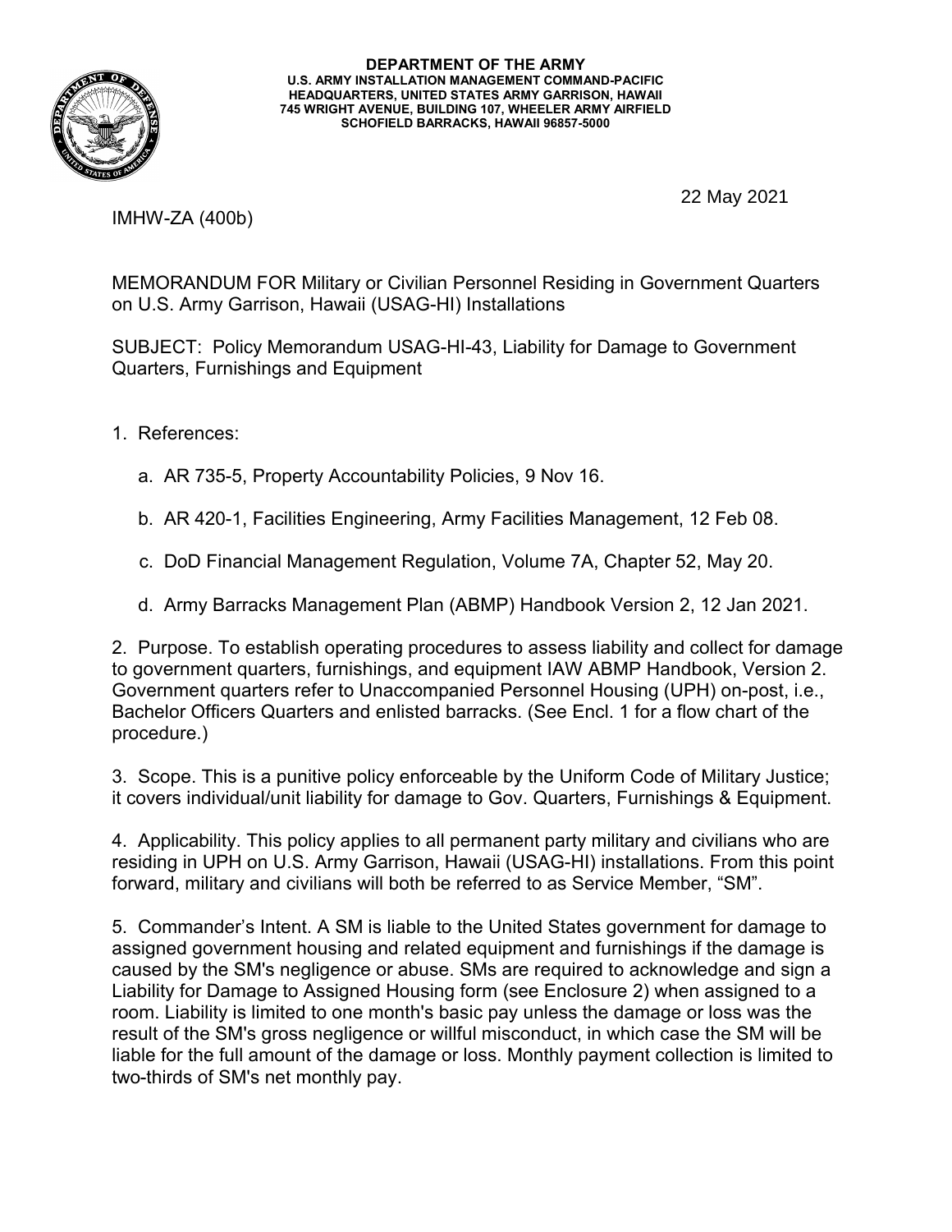**DEPARTMENT OF THE ARMY**
**U.S. ARMY INSTALLATION MANAGEMENT COMMAND-PACIFIC**
**HEADQUARTERS, UNITED STATES ARMY GARRISON, HAWAII**
**745 WRIGHT AVENUE, BUILDING 107, WHEELER ARMY AIRFIELD**
**SCHOFIELD BARRACKS, HAWAII 96857-5000**

IMHW-ZA (400b)

22 May 2021

MEMORANDUM FOR Military or Civilian Personnel Residing in Government Quarters on U.S. Army Garrison, Hawaii (USAG-HI) Installations

SUBJECT: Policy Memorandum USAG-HI-43, Liability for Damage to Government Quarters, Furnishings and Equipment

1. References:

   a. AR 735-5, Property Accountability Policies, 9 Nov 16.

   b. AR 420-1, Facilities Engineering, Army Facilities Management, 12 Feb 08.

   c. DoD Financial Management Regulation, Volume 7A, Chapter 52, May 20.

   d. Army Barracks Management Plan (ABMP) Handbook Version 2, 12 Jan 2021.

2. Purpose. To establish operating procedures to assess liability and collect for damage to government quarters, furnishings, and equipment IAW ABMP Handbook, Version 2. Government quarters refer to Unaccompanied Personnel Housing (UPH) on-post, i.e., Bachelor Officers Quarters and enlisted barracks. (See Encl. 1 for a flow chart of the procedure.)

3. Scope. This is a punitive policy enforceable by the Uniform Code of Military Justice; it covers individual/unit liability for damage to Gov. Quarters, Furnishings & Equipment.

4. Applicability. This policy applies to all permanent party military and civilians who are residing in UPH on U.S. Army Garrison, Hawaii (USAG-HI) installations. From this point forward, military and civilians will both be referred to as Service Member, "SM".

5. Commander's Intent. A SM is liable to the United States government for damage to assigned government housing and related equipment and furnishings if the damage is caused by the SM's negligence or abuse. SMs are required to acknowledge and sign a Liability for Damage to Assigned Housing form (see Enclosure 2) when assigned to a room. Liability is limited to one month's basic pay unless the damage or loss was the result of the SM's gross negligence or willful misconduct, in which case the SM will be liable for the full amount of the damage or loss. Monthly payment collection is limited to two-thirds of SM's net monthly pay.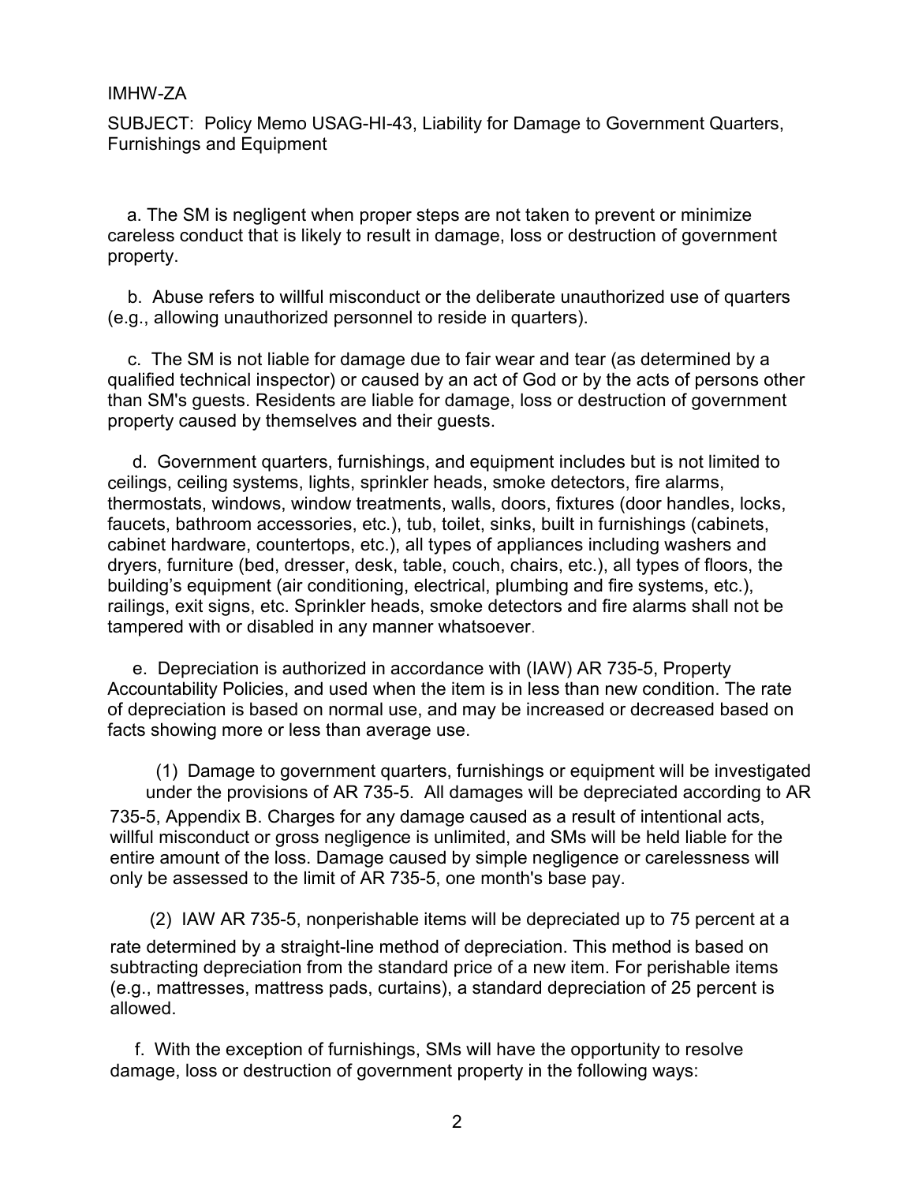IMHW-ZA

SUBJECT: Policy Memo USAG-HI-43, Liability for Damage to Government Quarters, Furnishings and Equipment

a. The SM is negligent when proper steps are not taken to prevent or minimize careless conduct that is likely to result in damage, loss or destruction of government property.

b. Abuse refers to willful misconduct or the deliberate unauthorized use of quarters (e.g., allowing unauthorized personnel to reside in quarters).

c. The SM is not liable for damage due to fair wear and tear (as determined by a qualified technical inspector) or caused by an act of God or by the acts of persons other than SM's guests. Residents are liable for damage, loss or destruction of government property caused by themselves and their guests.

d. Government quarters, furnishings, and equipment includes but is not limited to ceilings, ceiling systems, lights, sprinkler heads, smoke detectors, fire alarms, thermostats, windows, window treatments, walls, doors, fixtures (door handles, locks, faucets, bathroom accessories, etc.), tub, toilet, sinks, built in furnishings (cabinets, cabinet hardware, countertops, etc.), all types of appliances including washers and dryers, furniture (bed, dresser, desk, table, couch, chairs, etc.), all types of floors, the building's equipment (air conditioning, electrical, plumbing and fire systems, etc.), railings, exit signs, etc. Sprinkler heads, smoke detectors and fire alarms shall not be tampered with or disabled in any manner whatsoever.

e. Depreciation is authorized in accordance with (IAW) AR 735-5, Property Accountability Policies, and used when the item is in less than new condition. The rate of depreciation is based on normal use, and may be increased or decreased based on facts showing more or less than average use.

(1) Damage to government quarters, furnishings or equipment will be investigated under the provisions of AR 735-5. All damages will be depreciated according to AR 735-5, Appendix B. Charges for any damage caused as a result of intentional acts, willful misconduct or gross negligence is unlimited, and SMs will be held liable for the entire amount of the loss. Damage caused by simple negligence or carelessness will only be assessed to the limit of AR 735-5, one month's base pay.

(2) IAW AR 735-5, nonperishable items will be depreciated up to 75 percent at a rate determined by a straight-line method of depreciation. This method is based on subtracting depreciation from the standard price of a new item. For perishable items (e.g., mattresses, mattress pads, curtains), a standard depreciation of 25 percent is allowed.

f. With the exception of furnishings, SMs will have the opportunity to resolve damage, loss or destruction of government property in the following ways: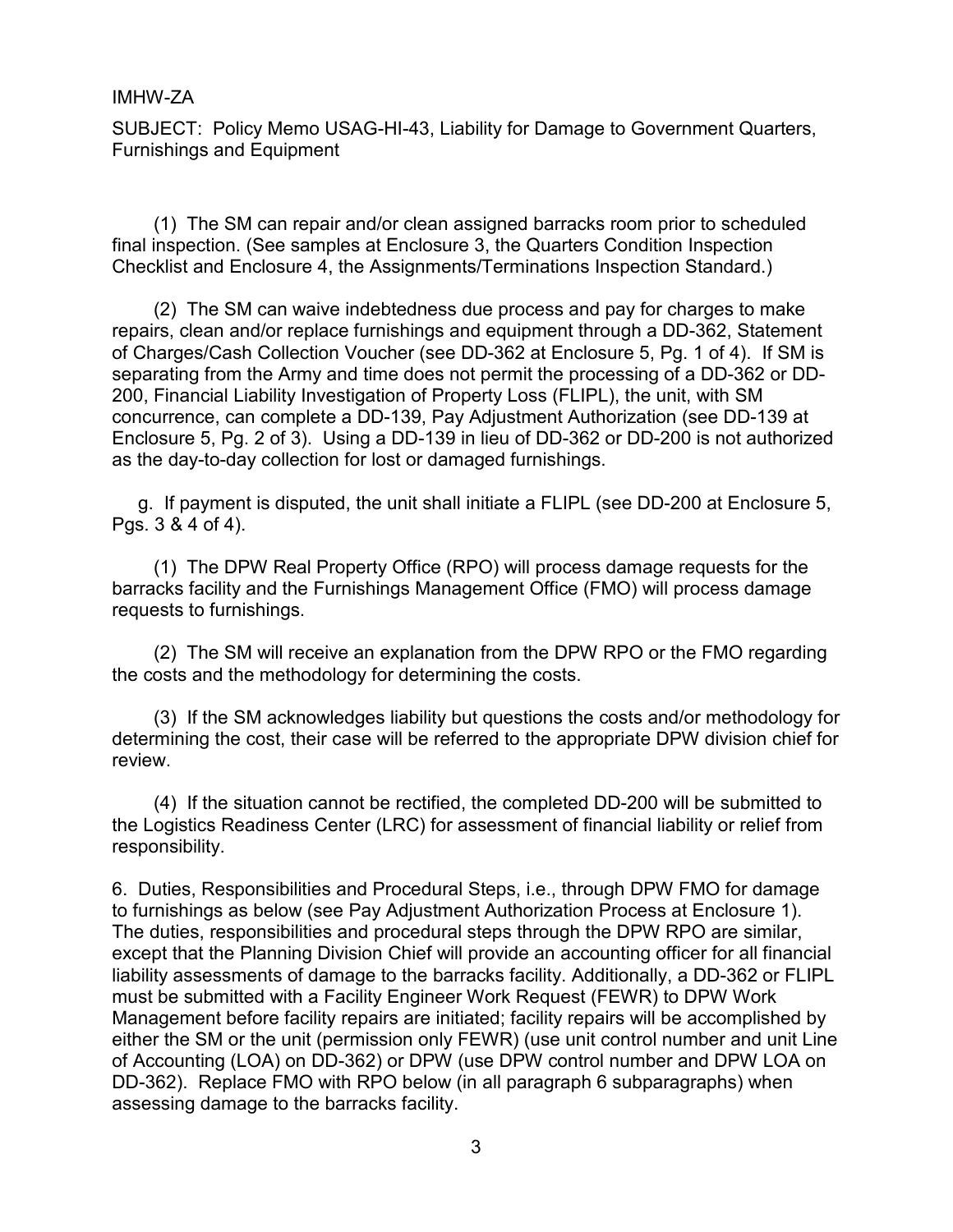IMHW-ZA

SUBJECT: Policy Memo USAG-HI-43, Liability for Damage to Government Quarters, Furnishings and Equipment

(1) The SM can repair and/or clean assigned barracks room prior to scheduled final inspection. (See samples at Enclosure 3, the Quarters Condition Inspection Checklist and Enclosure 4, the Assignments/Terminations Inspection Standard.)

(2) The SM can waive indebtedness due process and pay for charges to make repairs, clean and/or replace furnishings and equipment through a DD-362, Statement of Charges/Cash Collection Voucher (see DD-362 at Enclosure 5, Pg. 1 of 4). If SM is separating from the Army and time does not permit the processing of a DD-362 or DD-200, Financial Liability Investigation of Property Loss (FLIPL), the unit, with SM concurrence, can complete a DD-139, Pay Adjustment Authorization (see DD-139 at Enclosure 5, Pg. 2 of 3). Using a DD-139 in lieu of DD-362 or DD-200 is not authorized as the day-to-day collection for lost or damaged furnishings.

g. If payment is disputed, the unit shall initiate a FLIPL (see DD-200 at Enclosure 5, Pgs. 3 & 4 of 4).

(1) The DPW Real Property Office (RPO) will process damage requests for the barracks facility and the Furnishings Management Office (FMO) will process damage requests to furnishings.

(2) The SM will receive an explanation from the DPW RPO or the FMO regarding the costs and the methodology for determining the costs.

(3) If the SM acknowledges liability but questions the costs and/or methodology for determining the cost, their case will be referred to the appropriate DPW division chief for review.

(4) If the situation cannot be rectified, the completed DD-200 will be submitted to the Logistics Readiness Center (LRC) for assessment of financial liability or relief from responsibility.

6. Duties, Responsibilities and Procedural Steps, i.e., through DPW FMO for damage to furnishings as below (see Pay Adjustment Authorization Process at Enclosure 1). The duties, responsibilities and procedural steps through the DPW RPO are similar, except that the Planning Division Chief will provide an accounting officer for all financial liability assessments of damage to the barracks facility. Additionally, a DD-362 or FLIPL must be submitted with a Facility Engineer Work Request (FEWR) to DPW Work Management before facility repairs are initiated; facility repairs will be accomplished by either the SM or the unit (permission only FEWR) (use unit control number and unit Line of Accounting (LOA) on DD-362) or DPW (use DPW control number and DPW LOA on DD-362). Replace FMO with RPO below (in all paragraph 6 subparagraphs) when assessing damage to the barracks facility.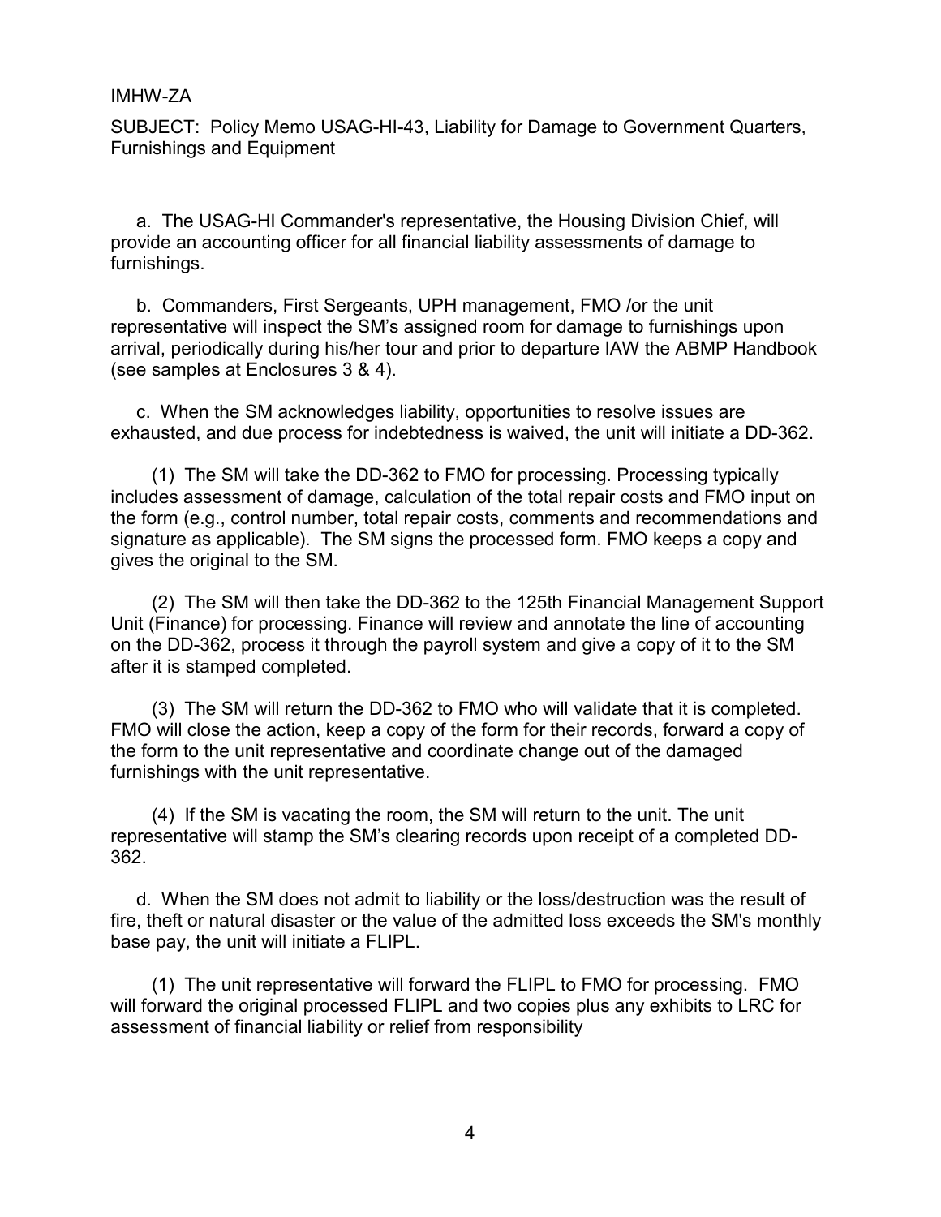IMHW-ZA

SUBJECT: Policy Memo USAG-HI-43, Liability for Damage to Government Quarters, Furnishings and Equipment

a. The USAG-HI Commander's representative, the Housing Division Chief, will provide an accounting officer for all financial liability assessments of damage to furnishings.

b. Commanders, First Sergeants, UPH management, FMO /or the unit representative will inspect the SM's assigned room for damage to furnishings upon arrival, periodically during his/her tour and prior to departure IAW the ABMP Handbook (see samples at Enclosures 3 & 4).

c. When the SM acknowledges liability, opportunities to resolve issues are exhausted, and due process for indebtedness is waived, the unit will initiate a DD-362.

(1) The SM will take the DD-362 to FMO for processing. Processing typically includes assessment of damage, calculation of the total repair costs and FMO input on the form (e.g., control number, total repair costs, comments and recommendations and signature as applicable). The SM signs the processed form. FMO keeps a copy and gives the original to the SM.

(2) The SM will then take the DD-362 to the 125th Financial Management Support Unit (Finance) for processing. Finance will review and annotate the line of accounting on the DD-362, process it through the payroll system and give a copy of it to the SM after it is stamped completed.

(3) The SM will return the DD-362 to FMO who will validate that it is completed. FMO will close the action, keep a copy of the form for their records, forward a copy of the form to the unit representative and coordinate change out of the damaged furnishings with the unit representative.

(4) If the SM is vacating the room, the SM will return to the unit. The unit representative will stamp the SM's clearing records upon receipt of a completed DD-362.

d. When the SM does not admit to liability or the loss/destruction was the result of fire, theft or natural disaster or the value of the admitted loss exceeds the SM's monthly base pay, the unit will initiate a FLIPL.

(1) The unit representative will forward the FLIPL to FMO for processing. FMO will forward the original processed FLIPL and two copies plus any exhibits to LRC for assessment of financial liability or relief from responsibility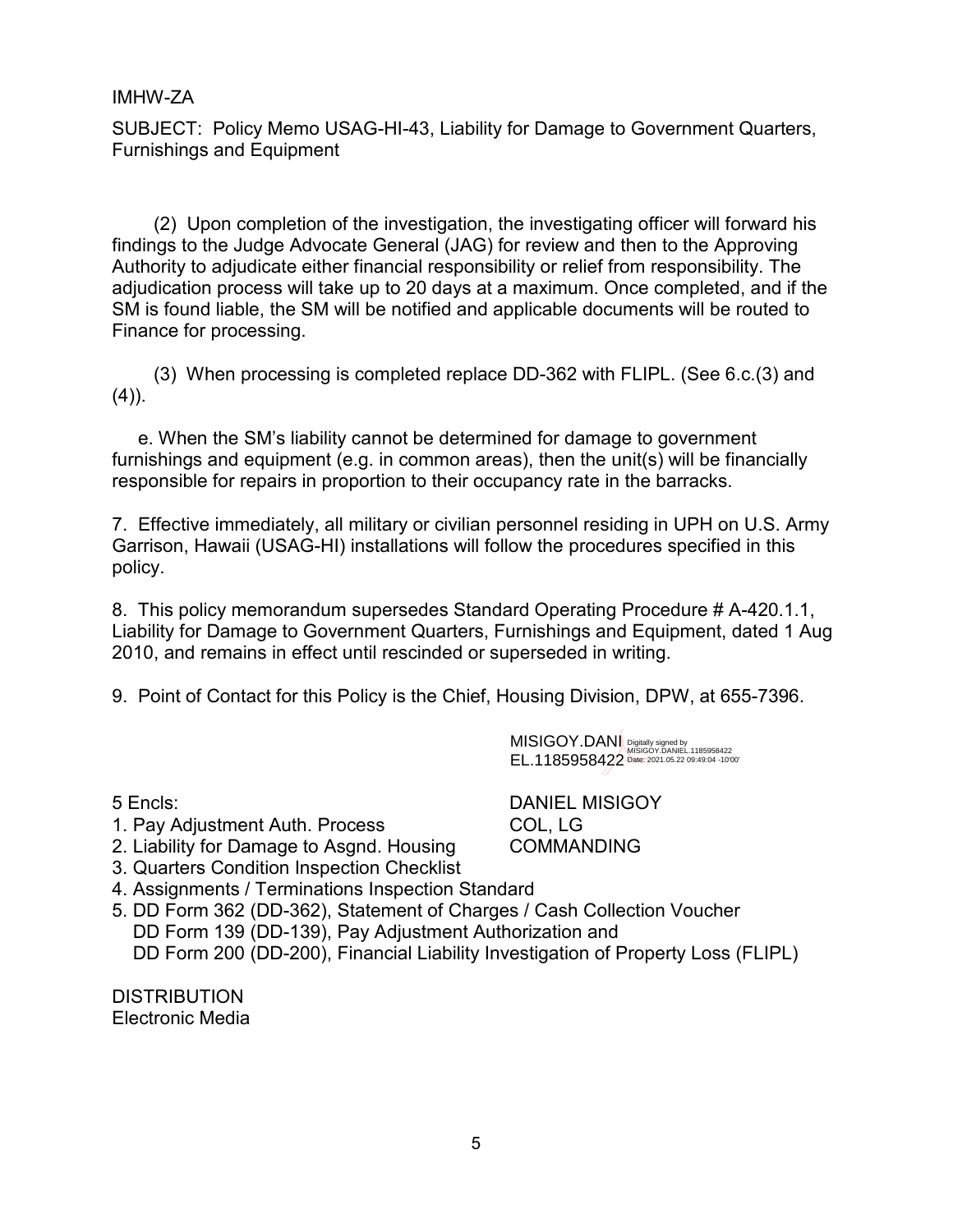IMHW-ZA

SUBJECT: Policy Memo USAG-HI-43, Liability for Damage to Government Quarters, Furnishings and Equipment

(2) Upon completion of the investigation, the investigating officer will forward his findings to the Judge Advocate General (JAG) for review and then to the Approving Authority to adjudicate either financial responsibility or relief from responsibility. The adjudication process will take up to 20 days at a maximum. Once completed, and if the SM is found liable, the SM will be notified and applicable documents will be routed to Finance for processing.

(3) When processing is completed replace DD-362 with FLIPL. (See 6.c.(3) and (4)).

e. When the SM's liability cannot be determined for damage to government furnishings and equipment (e.g. in common areas), then the unit(s) will be financially responsible for repairs in proportion to their occupancy rate in the barracks.

7. Effective immediately, all military or civilian personnel residing in UPH on U.S. Army Garrison, Hawaii (USAG-HI) installations will follow the procedures specified in this policy.

8. This policy memorandum supersedes Standard Operating Procedure # A-420.1.1, Liability for Damage to Government Quarters, Furnishings and Equipment, dated 1 Aug 2010, and remains in effect until rescinded or superseded in writing.

9. Point of Contact for this Policy is the Chief, Housing Division, DPW, at 655-7396.

MISIGOY.DANIEL.1185958422 Digitally signed by MISIGOY.DANIEL.1185958422 Date: 2021.05.22 09:49:04 -10'00'

DANIEL MISIGOY
COL, LG
COMMANDING

5 Encls:
1. Pay Adjustment Auth. Process
2. Liability for Damage to Asgnd. Housing
3. Quarters Condition Inspection Checklist
4. Assignments / Terminations Inspection Standard
5. DD Form 362 (DD-362), Statement of Charges / Cash Collection Voucher
   DD Form 139 (DD-139), Pay Adjustment Authorization and
   DD Form 200 (DD-200), Financial Liability Investigation of Property Loss (FLIPL)

DISTRIBUTION
Electronic Media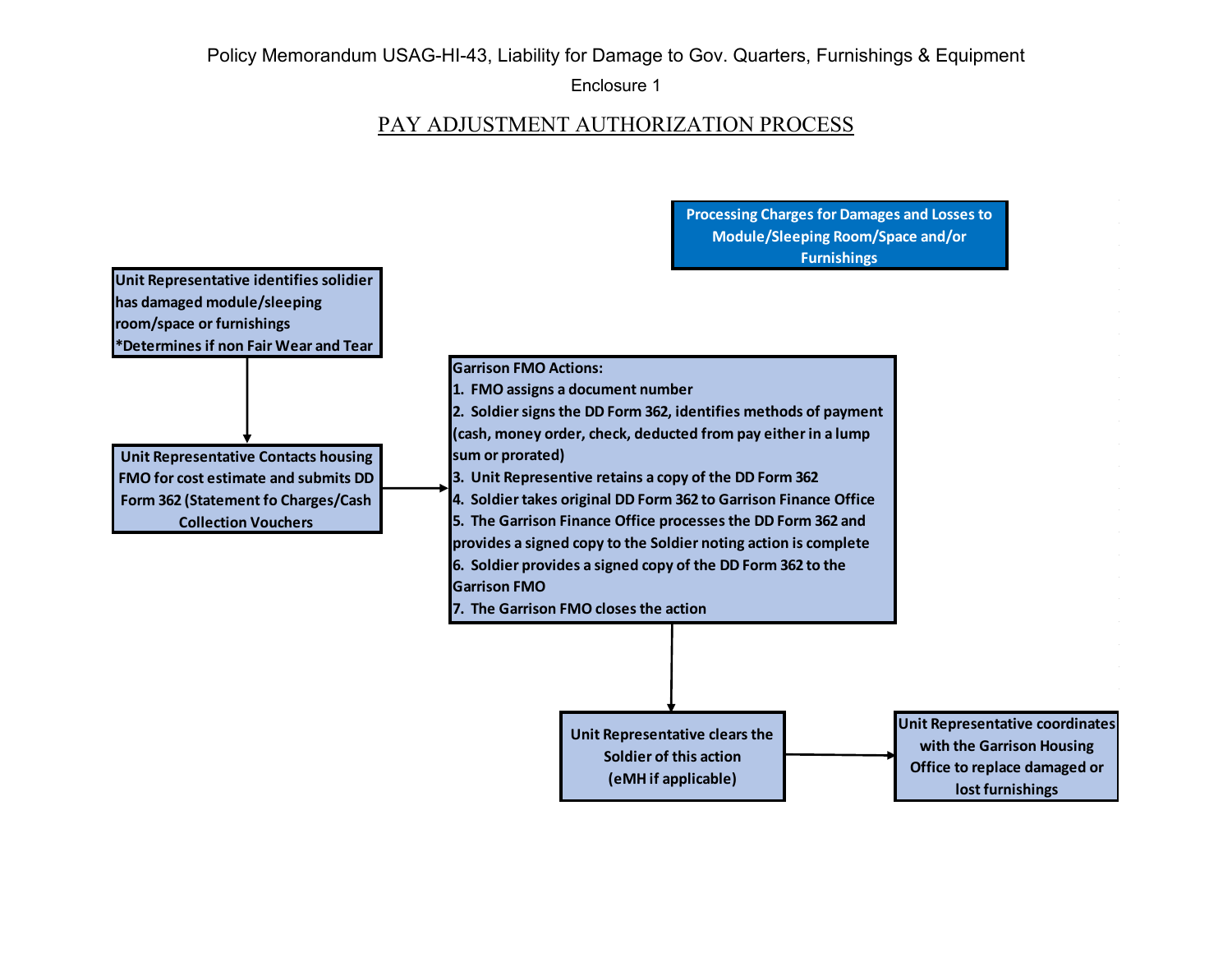Policy Memorandum USAG-HI-43, Liability for Damage to Gov. Quarters, Furnishings & Equipment

Enclosure 1

# PAY ADJUSTMENT AUTHORIZATION PROCESS

**Processing Charges for Damages and Losses to Module/Sleeping Room/Space and/or Furnishings**

**Unit Representative identifies solidier has damaged module/sleeping room/space or furnishings**
***Determines if non Fair Wear and Tear**

↓

**Unit Representative Contacts housing FMO for cost estimate and submits DD Form 362 (Statement fo Charges/Cash Collection Vouchers**

→

**Garrison FMO Actions:**

1. **FMO assigns a document number**
2. **Soldier signs the DD Form 362, identifies methods of payment (cash, money order, check, deducted from pay either in a lump sum or prorated)**
3. **Unit Representive retains a copy of the DD Form 362**
4. **Soldier takes original DD Form 362 to Garrison Finance Office**
5. **The Garrison Finance Office processes the DD Form 362 and provides a signed copy to the Soldier noting action is complete**
6. **Soldier provides a signed copy of the DD Form 362 to the Garrison FMO**
7. **The Garrison FMO closes the action**

↓

**Unit Representative clears the Soldier of this action (eMH if applicable)**

→

**Unit Representative coordinates with the Garrison Housing Office to replace damaged or lost furnishings**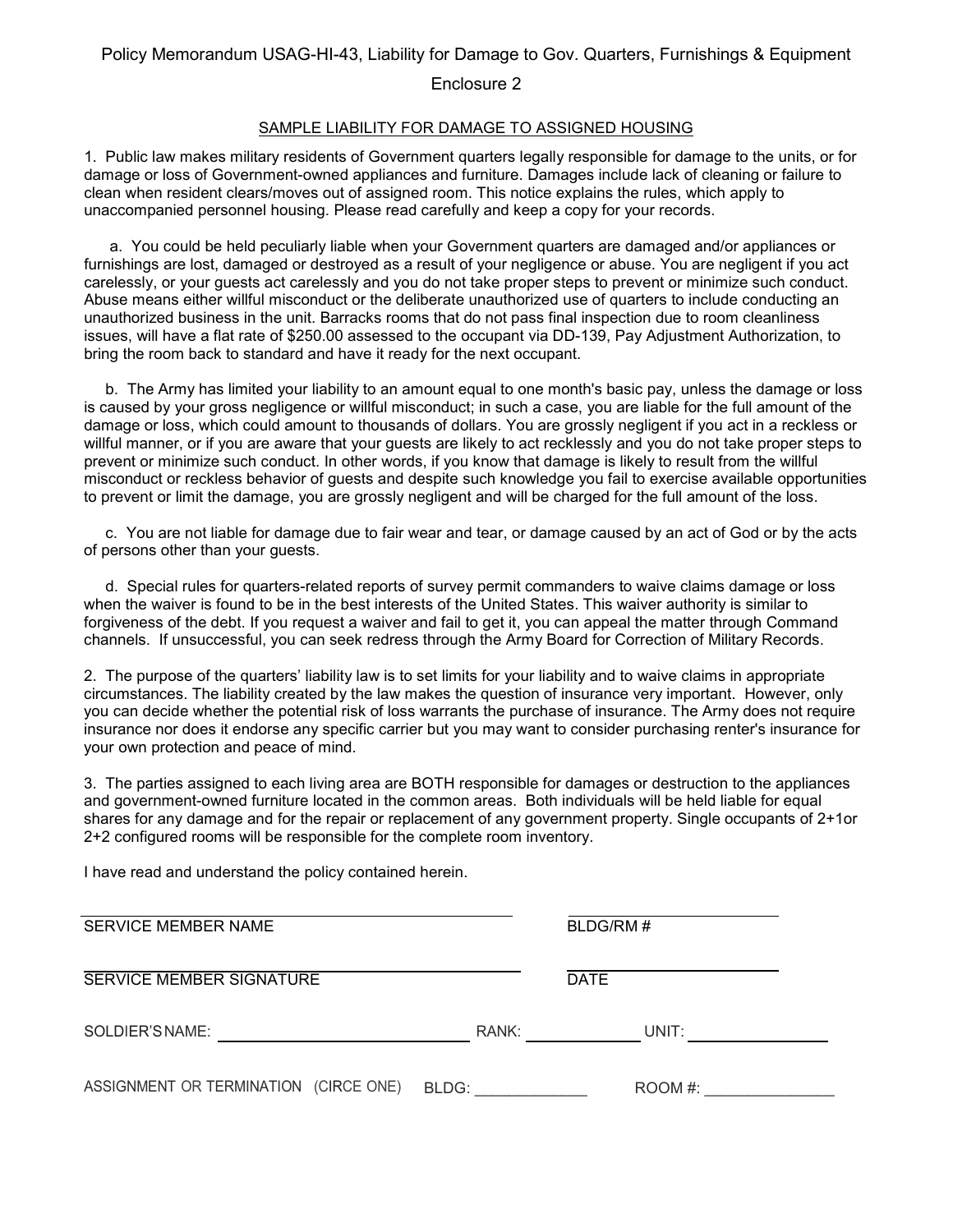Policy Memorandum USAG-HI-43, Liability for Damage to Gov. Quarters, Furnishings & Equipment

Enclosure 2

## SAMPLE LIABILITY FOR DAMAGE TO ASSIGNED HOUSING

1. Public law makes military residents of Government quarters legally responsible for damage to the units, or for damage or loss of Government-owned appliances and furniture. Damages include lack of cleaning or failure to clean when resident clears/moves out of assigned room. This notice explains the rules, which apply to unaccompanied personnel housing. Please read carefully and keep a copy for your records.

 a. You could be held peculiarly liable when your Government quarters are damaged and/or appliances or furnishings are lost, damaged or destroyed as a result of your negligence or abuse. You are negligent if you act carelessly, or your guests act carelessly and you do not take proper steps to prevent or minimize such conduct. Abuse means either willful misconduct or the deliberate unauthorized use of quarters to include conducting an unauthorized business in the unit. Barracks rooms that do not pass final inspection due to room cleanliness issues, will have a flat rate of $250.00 assessed to the occupant via DD-139, Pay Adjustment Authorization, to bring the room back to standard and have it ready for the next occupant.

 b. The Army has limited your liability to an amount equal to one month's basic pay, unless the damage or loss is caused by your gross negligence or willful misconduct; in such a case, you are liable for the full amount of the damage or loss, which could amount to thousands of dollars. You are grossly negligent if you act in a reckless or willful manner, or if you are aware that your guests are likely to act recklessly and you do not take proper steps to prevent or minimize such conduct. In other words, if you know that damage is likely to result from the willful misconduct or reckless behavior of guests and despite such knowledge you fail to exercise available opportunities to prevent or limit the damage, you are grossly negligent and will be charged for the full amount of the loss.

 c. You are not liable for damage due to fair wear and tear, or damage caused by an act of God or by the acts of persons other than your guests.

 d. Special rules for quarters-related reports of survey permit commanders to waive claims damage or loss when the waiver is found to be in the best interests of the United States. This waiver authority is similar to forgiveness of the debt. If you request a waiver and fail to get it, you can appeal the matter through Command channels. If unsuccessful, you can seek redress through the Army Board for Correction of Military Records.

2. The purpose of the quarters' liability law is to set limits for your liability and to waive claims in appropriate circumstances. The liability created by the law makes the question of insurance very important. However, only you can decide whether the potential risk of loss warrants the purchase of insurance. The Army does not require insurance nor does it endorse any specific carrier but you may want to consider purchasing renter's insurance for your own protection and peace of mind.

3. The parties assigned to each living area are BOTH responsible for damages or destruction to the appliances and government-owned furniture located in the common areas. Both individuals will be held liable for equal shares for any damage and for the repair or replacement of any government property. Single occupants of 2+1or 2+2 configured rooms will be responsible for the complete room inventory.

I have read and understand the policy contained herein.

______________________________ ______________
SERVICE MEMBER NAME BLDG/RM #

______________________________ ______________
SERVICE MEMBER SIGNATURE DATE

SOLDIER'S NAME: ______________________ RANK: __________ UNIT: ____________

ASSIGNMENT OR TERMINATION (CIRCE ONE) BLDG: ____________ ROOM #: ______________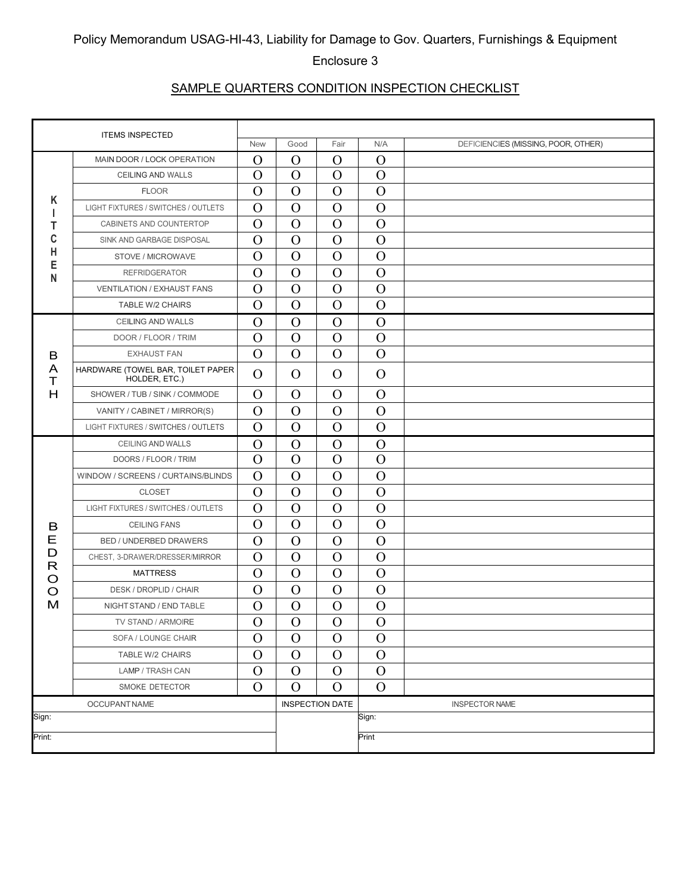Policy Memorandum USAG-HI-43, Liability for Damage to Gov. Quarters, Furnishings & Equipment

Enclosure 3

## SAMPLE QUARTERS CONDITION INSPECTION CHECKLIST

| ITEMS INSPECTED | | New | Good | Fair | N/A | DEFICIENCIES (MISSING, POOR, OTHER) |
|---|---|---|---|---|---|---|
| KITCHEN | MAIN DOOR / LOCK OPERATION | O | O | O | O | |
| | CEILING AND WALLS | O | O | O | O | |
| | FLOOR | O | O | O | O | |
| | LIGHT FIXTURES / SWITCHES / OUTLETS | O | O | O | O | |
| | CABINETS AND COUNTERTOP | O | O | O | O | |
| | SINK AND GARBAGE DISPOSAL | O | O | O | O | |
| | STOVE / MICROWAVE | O | O | O | O | |
| | REFRIDGERATOR | O | O | O | O | |
| | VENTILATION / EXHAUST FANS | O | O | O | O | |
| | TABLE W/2 CHAIRS | O | O | O | O | |
| BATH | CEILING AND WALLS | O | O | O | O | |
| | DOOR / FLOOR / TRIM | O | O | O | O | |
| | EXHAUST FAN | O | O | O | O | |
| | HARDWARE (TOWEL BAR, TOILET PAPER HOLDER, ETC.) | O | O | O | O | |
| | SHOWER / TUB / SINK / COMMODE | O | O | O | O | |
| | VANITY / CABINET / MIRROR(S) | O | O | O | O | |
| | LIGHT FIXTURES / SWITCHES / OUTLETS | O | O | O | O | |
| BEDROOM | CEILING AND WALLS | O | O | O | O | |
| | DOORS / FLOOR / TRIM | O | O | O | O | |
| | WINDOW / SCREENS / CURTAINS/BLINDS | O | O | O | O | |
| | CLOSET | O | O | O | O | |
| | LIGHT FIXTURES / SWITCHES / OUTLETS | O | O | O | O | |
| | CEILING FANS | O | O | O | O | |
| | BED / UNDERBED DRAWERS | O | O | O | O | |
| | CHEST, 3-DRAWER/DRESSER/MIRROR | O | O | O | O | |
| | MATTRESS | O | O | O | O | |
| | DESK / DROPLID / CHAIR | O | O | O | O | |
| | NIGHT STAND / END TABLE | O | O | O | O | |
| | TV STAND / ARMOIRE | O | O | O | O | |
| | SOFA / LOUNGE CHAIR | O | O | O | O | |
| | TABLE W/2 CHAIRS | O | O | O | O | |
| | LAMP / TRASH CAN | O | O | O | O | |
| | SMOKE DETECTOR | O | O | O | O | |

| OCCUPANT NAME | INSPECTION DATE | INSPECTOR NAME |
|---|---|---|
| Sign: | | Sign: |
| Print: | | Print |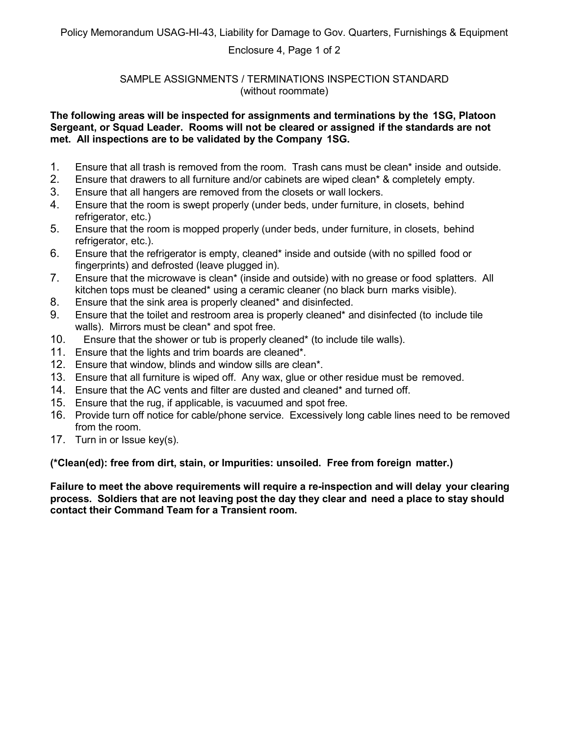SAMPLE ASSIGNMENTS / TERMINATIONS INSPECTION STANDARD
(without roommate)

**The following areas will be inspected for assignments and terminations by the 1SG, Platoon Sergeant, or Squad Leader. Rooms will not be cleared or assigned if the standards are not met. All inspections are to be validated by the Company 1SG.**

1. Ensure that all trash is removed from the room. Trash cans must be clean* inside and outside.
2. Ensure that drawers to all furniture and/or cabinets are wiped clean* & completely empty.
3. Ensure that all hangers are removed from the closets or wall lockers.
4. Ensure that the room is swept properly (under beds, under furniture, in closets, behind refrigerator, etc.)
5. Ensure that the room is mopped properly (under beds, under furniture, in closets, behind refrigerator, etc.).
6. Ensure that the refrigerator is empty, cleaned* inside and outside (with no spilled food or fingerprints) and defrosted (leave plugged in).
7. Ensure that the microwave is clean* (inside and outside) with no grease or food splatters. All kitchen tops must be cleaned* using a ceramic cleaner (no black burn marks visible).
8. Ensure that the sink area is properly cleaned* and disinfected.
9. Ensure that the toilet and restroom area is properly cleaned* and disinfected (to include tile walls). Mirrors must be clean* and spot free.
10. Ensure that the shower or tub is properly cleaned* (to include tile walls).
11. Ensure that the lights and trim boards are cleaned*.
12. Ensure that window, blinds and window sills are clean*.
13. Ensure that all furniture is wiped off. Any wax, glue or other residue must be removed.
14. Ensure that the AC vents and filter are dusted and cleaned* and turned off.
15. Ensure that the rug, if applicable, is vacuumed and spot free.
16. Provide turn off notice for cable/phone service. Excessively long cable lines need to be removed from the room.
17. Turn in or Issue key(s).

**(*Clean(ed): free from dirt, stain, or Impurities: unsoiled. Free from foreign matter.)**

**Failure to meet the above requirements will require a re-inspection and will delay your clearing process. Soldiers that are not leaving post the day they clear and need a place to stay should contact their Command Team for a Transient room.**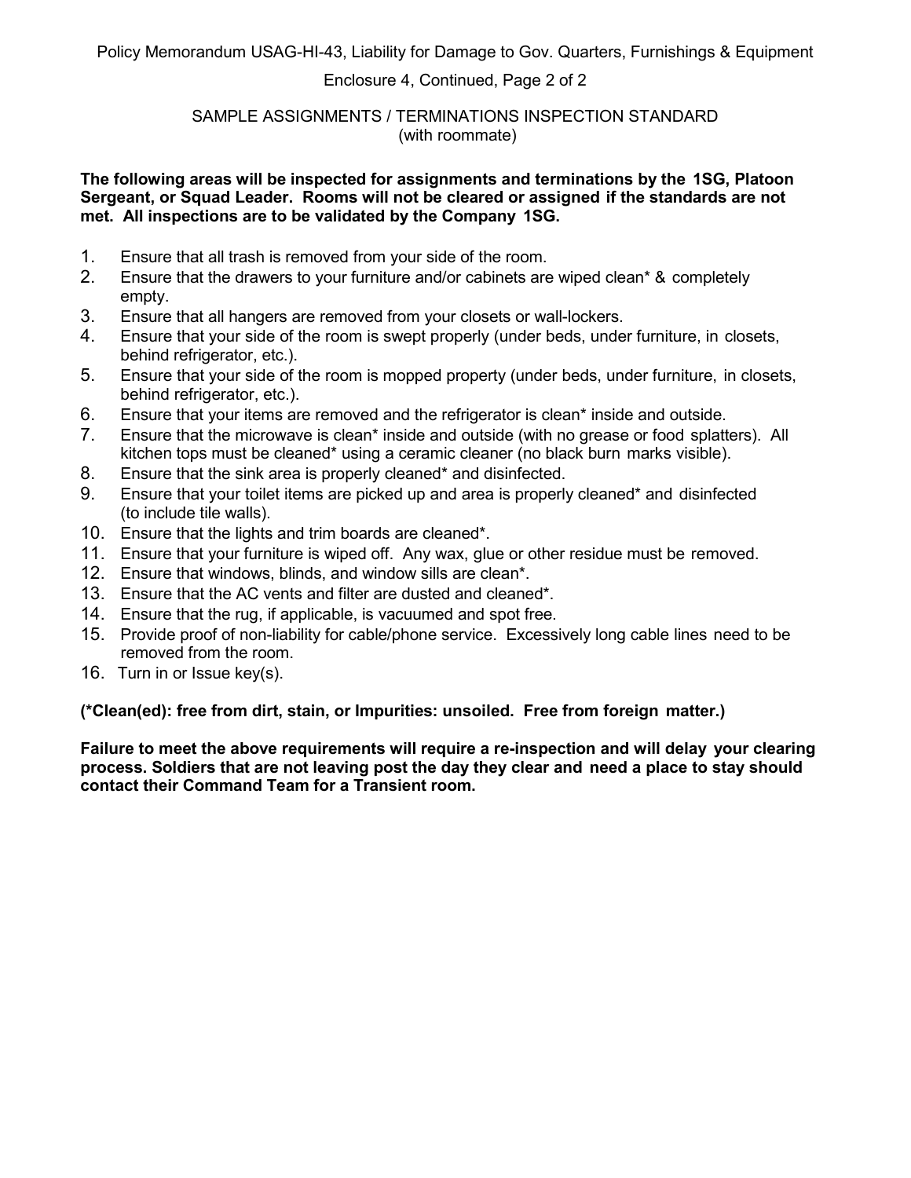SAMPLE ASSIGNMENTS / TERMINATIONS INSPECTION STANDARD
(with roommate)

**The following areas will be inspected for assignments and terminations by the 1SG, Platoon Sergeant, or Squad Leader. Rooms will not be cleared or assigned if the standards are not met. All inspections are to be validated by the Company 1SG.**

1. Ensure that all trash is removed from your side of the room.
2. Ensure that the drawers to your furniture and/or cabinets are wiped clean* & completely empty.
3. Ensure that all hangers are removed from your closets or wall-lockers.
4. Ensure that your side of the room is swept properly (under beds, under furniture, in closets, behind refrigerator, etc.).
5. Ensure that your side of the room is mopped property (under beds, under furniture, in closets, behind refrigerator, etc.).
6. Ensure that your items are removed and the refrigerator is clean* inside and outside.
7. Ensure that the microwave is clean* inside and outside (with no grease or food splatters). All kitchen tops must be cleaned* using a ceramic cleaner (no black burn marks visible).
8. Ensure that the sink area is properly cleaned* and disinfected.
9. Ensure that your toilet items are picked up and area is properly cleaned* and disinfected (to include tile walls).
10. Ensure that the lights and trim boards are cleaned*.
11. Ensure that your furniture is wiped off. Any wax, glue or other residue must be removed.
12. Ensure that windows, blinds, and window sills are clean*.
13. Ensure that the AC vents and filter are dusted and cleaned*.
14. Ensure that the rug, if applicable, is vacuumed and spot free.
15. Provide proof of non-liability for cable/phone service. Excessively long cable lines need to be removed from the room.
16. Turn in or Issue key(s).

**(*Clean(ed): free from dirt, stain, or Impurities: unsoiled. Free from foreign matter.)**

**Failure to meet the above requirements will require a re-inspection and will delay your clearing process. Soldiers that are not leaving post the day they clear and need a place to stay should contact their Command Team for a Transient room.**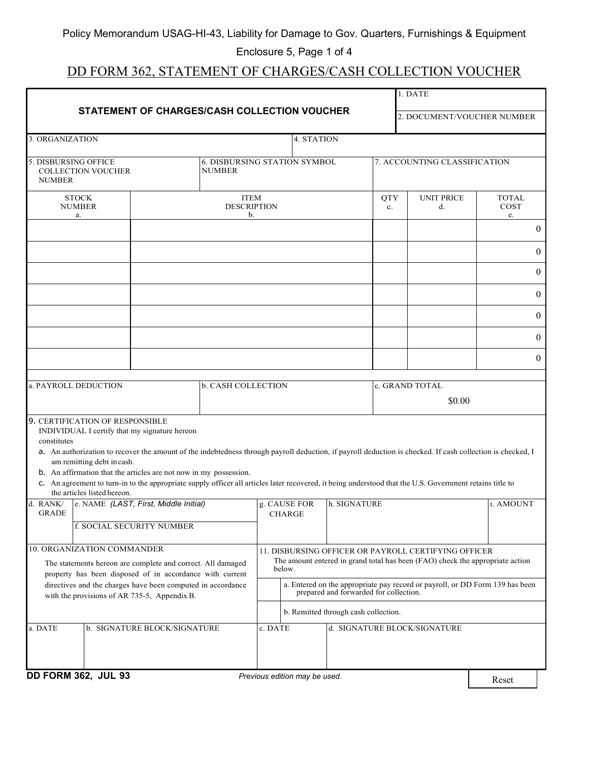Policy Memorandum USAG-HI-43, Liability for Damage to Gov. Quarters, Furnishings & Equipment

Enclosure 5, Page 1 of 4

# DD FORM 362, STATEMENT OF CHARGES/CASH COLLECTION VOUCHER

## STATEMENT OF CHARGES/CASH COLLECTION VOUCHER

| | |
|---|---|
| 1. DATE | |
| 2. DOCUMENT/VOUCHER NUMBER | |

| 3. ORGANIZATION | 4. STATION |
|---|---|
| | |

| 5. DISBURSING OFFICE COLLECTION VOUCHER NUMBER | 6. DISBURSING STATION SYMBOL NUMBER | 7. ACCOUNTING CLASSIFICATION |
|---|---|---|
| | | |

| STOCK NUMBER a. | ITEM DESCRIPTION b. | QTY c. | UNIT PRICE d. | TOTAL COST e. |
|---|---|---|---|---|
| | | | | 0 |
| | | | | 0 |
| | | | | 0 |
| | | | | 0 |
| | | | | 0 |
| | | | | 0 |
| | | | | 0 |

| a. PAYROLL DEDUCTION | b. CASH COLLECTION | c. GRAND TOTAL |
|---|---|---|
| | | $0.00 |

9. CERTIFICATION OF RESPONSIBLE INDIVIDUAL I certify that my signature hereon constitutes

a. An authorization to recover the amount of the indebtedness through payroll deduction, if payroll deduction is checked. If cash collection is checked, I am remitting debt in cash.

b. An affirmation that the articles are not now in my possession.

c. An agreement to turn-in to the appropriate supply officer all articles later recovered, it being understood that the U.S. Government retains title to the articles listed hereon.

| d. RANK/ GRADE | e. NAME *(LAST, First, Middle Initial)* / f. SOCIAL SECURITY NUMBER | g. CAUSE FOR CHARGE | h. SIGNATURE | i. AMOUNT |
|---|---|---|---|---|
| | | | | |

**10. ORGANIZATION COMMANDER**

The statements hereon are complete and correct. All damaged property has been disposed of in accordance with current directives and the charges have been computed in accordance with the provisions of AR 735-5, Appendix B.

**11. DISBURSING OFFICER OR PAYROLL CERTIFYING OFFICER**

The amount entered in grand total has been (FAO) check the appropriate action below.

- a. Entered on the appropriate pay record or payroll, or DD Form 139 has been prepared and forwarded for collection.
- b. Remitted through cash collection.

| a. DATE | b. SIGNATURE BLOCK/SIGNATURE | c. DATE | d. SIGNATURE BLOCK/SIGNATURE |
|---|---|---|---|
| | | | |

**DD FORM 362, JUL 93** *Previous edition may be used.* Reset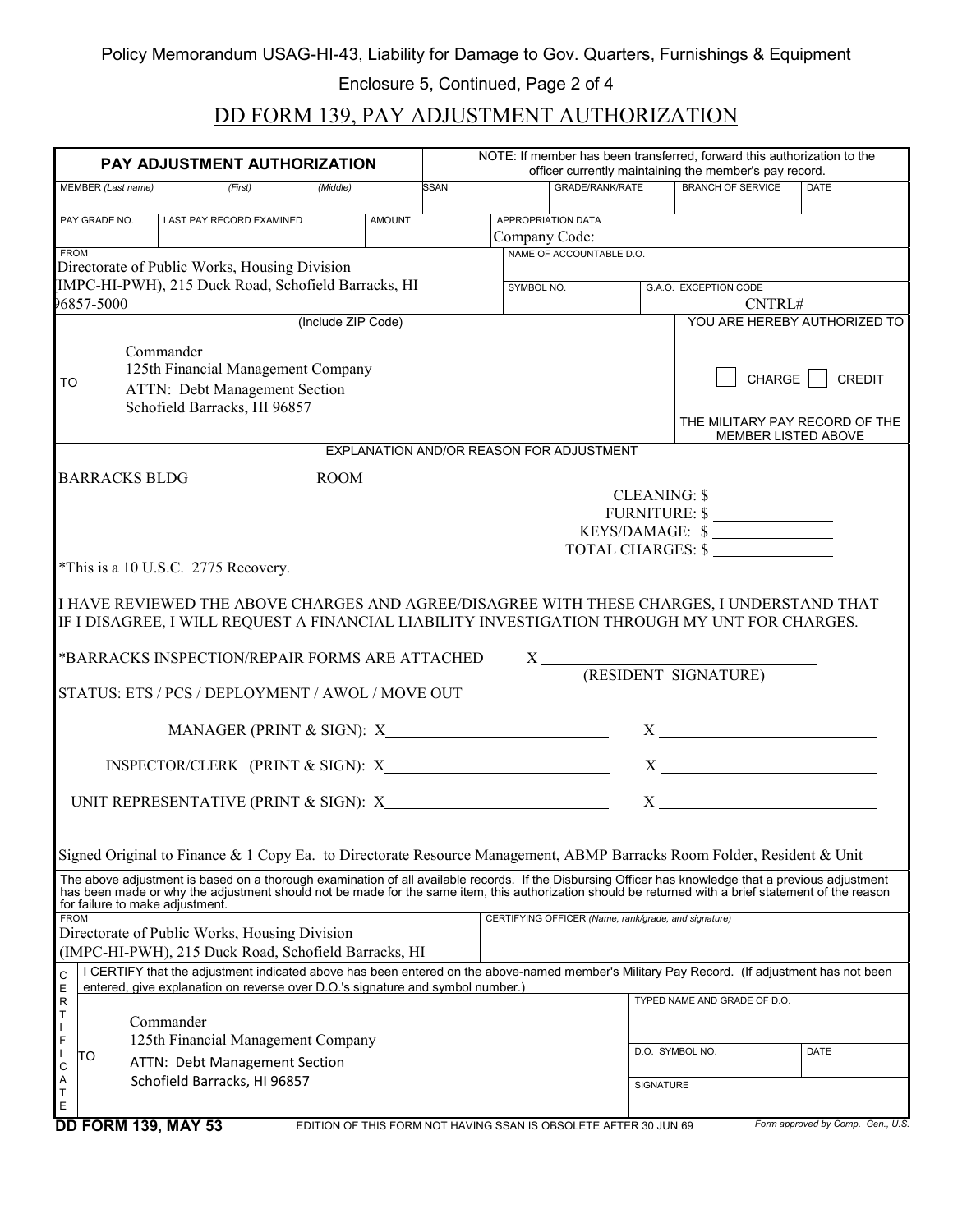Policy Memorandum USAG-HI-43, Liability for Damage to Gov. Quarters, Furnishings & Equipment

Enclosure 5, Continued, Page 2 of 4

# DD FORM 139, PAY ADJUSTMENT AUTHORIZATION

**PAY ADJUSTMENT AUTHORIZATION**

NOTE: If member has been transferred, forward this authorization to the officer currently maintaining the member's pay record.

| MEMBER (Last name) (First) (Middle) | SSAN | GRADE/RANK/RATE | BRANCH OF SERVICE | DATE |
|---|---|---|---|---|
| | | | | |

| PAY GRADE NO. | LAST PAY RECORD EXAMINED | AMOUNT | APPROPRIATION DATA |
|---|---|---|---|
| | | | Company Code: |

FROM
Directorate of Public Works, Housing Division
(IMPC-HI-PWH), 215 Duck Road, Schofield Barracks, HI 96857-5000
(Include ZIP Code)

NAME OF ACCOUNTABLE D.O.

SYMBOL NO.

G.A.O. EXCEPTION CODE
CNTRL#

TO
Commander
125th Financial Management Company
ATTN: Debt Management Section
Schofield Barracks, HI 96857

YOU ARE HEREBY AUTHORIZED TO

☐ CHARGE ☐ CREDIT

THE MILITARY PAY RECORD OF THE MEMBER LISTED ABOVE

EXPLANATION AND/OR REASON FOR ADJUSTMENT

BARRACKS BLDG_______________ ROOM _______________

CLEANING: $ _______________
FURNITURE: $ _______________
KEYS/DAMAGE: $ _______________
TOTAL CHARGES: $ _______________

*This is a 10 U.S.C. 2775 Recovery.

I HAVE REVIEWED THE ABOVE CHARGES AND AGREE/DISAGREE WITH THESE CHARGES, I UNDERSTAND THAT IF I DISAGREE, I WILL REQUEST A FINANCIAL LIABILITY INVESTIGATION THROUGH MY UNT FOR CHARGES.

*BARRACKS INSPECTION/REPAIR FORMS ARE ATTACHED X ______________________________
(RESIDENT SIGNATURE)

STATUS: ETS / PCS / DEPLOYMENT / AWOL / MOVE OUT

MANAGER (PRINT & SIGN): X__________________________ X __________________________

INSPECTOR/CLERK (PRINT & SIGN): X__________________________ X __________________________

UNIT REPRESENTATIVE (PRINT & SIGN): X__________________________ X __________________________

Signed Original to Finance & 1 Copy Ea. to Directorate Resource Management, ABMP Barracks Room Folder, Resident & Unit

The above adjustment is based on a thorough examination of all available records. If the Disbursing Officer has knowledge that a previous adjustment has been made or why the adjustment should not be made for the same item, this authorization should be returned with a brief statement of the reason for failure to make adjustment.

FROM
Directorate of Public Works, Housing Division
(IMPC-HI-PWH), 215 Duck Road, Schofield Barracks, HI

CERTIFYING OFFICER (Name, rank/grade, and signature)

CERTIFICATE

I CERTIFY that the adjustment indicated above has been entered on the above-named member's Military Pay Record. (If adjustment has not been entered, give explanation on reverse over D.O.'s signature and symbol number.)

TO
Commander
125th Financial Management Company
ATTN: Debt Management Section
Schofield Barracks, HI 96857

TYPED NAME AND GRADE OF D.O.

D.O. SYMBOL NO. | DATE

SIGNATURE

**DD FORM 139, MAY 53** EDITION OF THIS FORM NOT HAVING SSAN IS OBSOLETE AFTER 30 JUN 69 *Form approved by Comp. Gen., U.S.*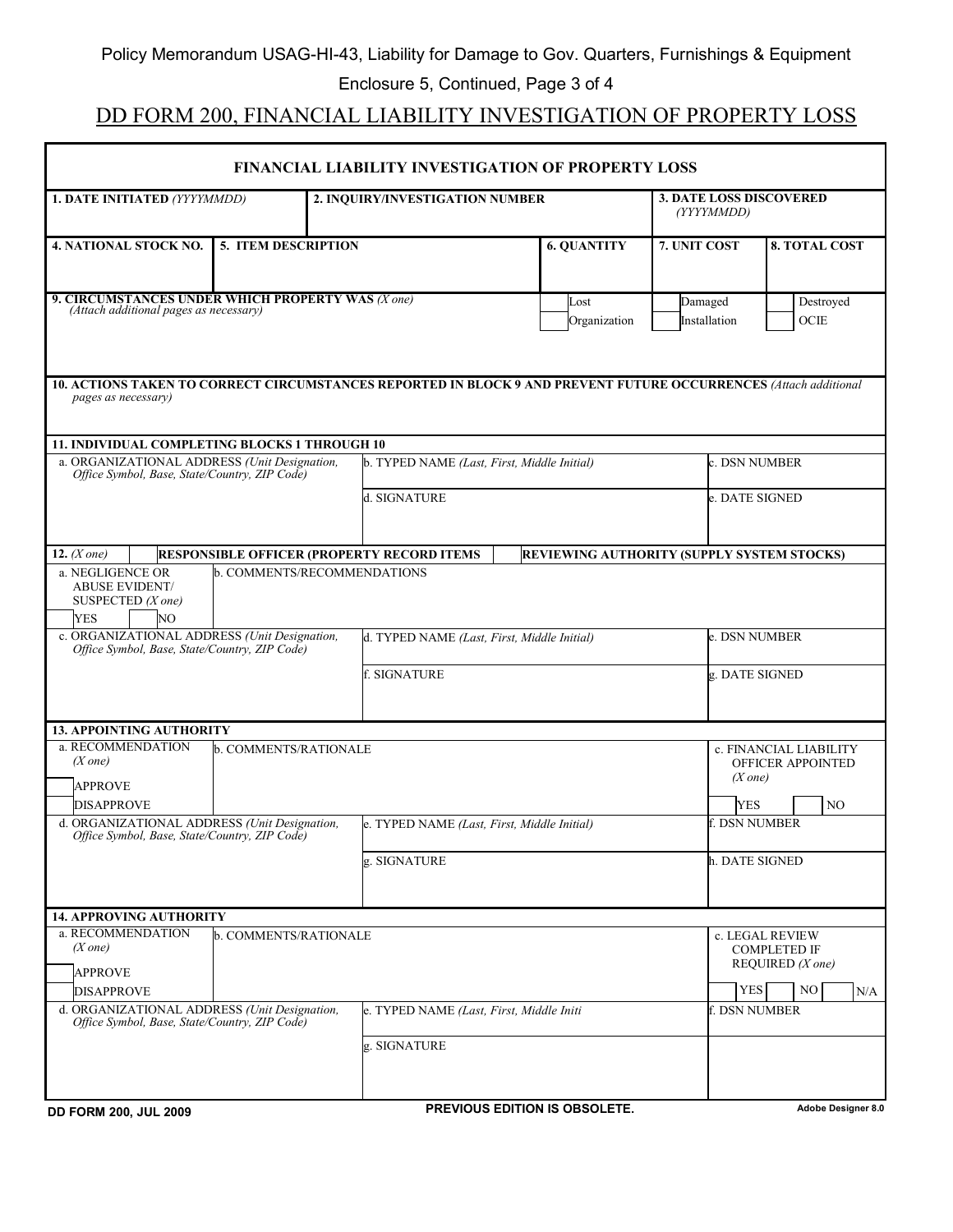Policy Memorandum USAG-HI-43, Liability for Damage to Gov. Quarters, Furnishings & Equipment

Enclosure 5, Continued, Page 3 of 4

# DD FORM 200, FINANCIAL LIABILITY INVESTIGATION OF PROPERTY LOSS

## FINANCIAL LIABILITY INVESTIGATION OF PROPERTY LOSS

| 1. DATE INITIATED *(YYYYMMDD)* | 2. INQUIRY/INVESTIGATION NUMBER | 3. DATE LOSS DISCOVERED *(YYYYMMDD)* |
|---|---|---|
| | | |

| 4. NATIONAL STOCK NO. | 5. ITEM DESCRIPTION | 6. QUANTITY | 7. UNIT COST | 8. TOTAL COST |
|---|---|---|---|---|
| | | | | |

**9. CIRCUMSTANCES UNDER WHICH PROPERTY WAS** *(X one)*
*(Attach additional pages as necessary)*

☐ Lost ☐ Damaged ☐ Destroyed
☐ Organization ☐ Installation ☐ OCIE

**10. ACTIONS TAKEN TO CORRECT CIRCUMSTANCES REPORTED IN BLOCK 9 AND PREVENT FUTURE OCCURRENCES** *(Attach additional pages as necessary)*

**11. INDIVIDUAL COMPLETING BLOCKS 1 THROUGH 10**

| a. ORGANIZATIONAL ADDRESS *(Unit Designation, Office Symbol, Base, State/Country, ZIP Code)* | b. TYPED NAME *(Last, First, Middle Initial)* | c. DSN NUMBER |
|---|---|---|
| | d. SIGNATURE | e. DATE SIGNED |

**12.** *(X one)* ☐ **RESPONSIBLE OFFICER (PROPERTY RECORD ITEMS** ☐ **REVIEWING AUTHORITY (SUPPLY SYSTEM STOCKS)**

| a. NEGLIGENCE OR ABUSE EVIDENT/ SUSPECTED *(X one)* ☐ YES ☐ NO | b. COMMENTS/RECOMMENDATIONS | |
|---|---|---|
| c. ORGANIZATIONAL ADDRESS *(Unit Designation, Office Symbol, Base, State/Country, ZIP Code)* | d. TYPED NAME *(Last, First, Middle Initial)* | e. DSN NUMBER |
| | f. SIGNATURE | g. DATE SIGNED |

**13. APPOINTING AUTHORITY**

| a. RECOMMENDATION *(X one)* ☐ APPROVE ☐ DISAPPROVE | b. COMMENTS/RATIONALE | c. FINANCIAL LIABILITY OFFICER APPOINTED *(X one)* ☐ YES ☐ NO |
|---|---|---|
| d. ORGANIZATIONAL ADDRESS *(Unit Designation, Office Symbol, Base, State/Country, ZIP Code)* | e. TYPED NAME *(Last, First, Middle Initial)* | f. DSN NUMBER |
| | g. SIGNATURE | h. DATE SIGNED |

**14. APPROVING AUTHORITY**

| a. RECOMMENDATION *(X one)* ☐ APPROVE ☐ DISAPPROVE | b. COMMENTS/RATIONALE | c. LEGAL REVIEW COMPLETED IF REQUIRED *(X one)* ☐ YES ☐ NO ☐ N/A |
|---|---|---|
| d. ORGANIZATIONAL ADDRESS *(Unit Designation, Office Symbol, Base, State/Country, ZIP Code)* | e. TYPED NAME *(Last, First, Middle Initi* | f. DSN NUMBER |
| | g. SIGNATURE | |

**DD FORM 200, JUL 2009** **PREVIOUS EDITION IS OBSOLETE.** Adobe Designer 8.0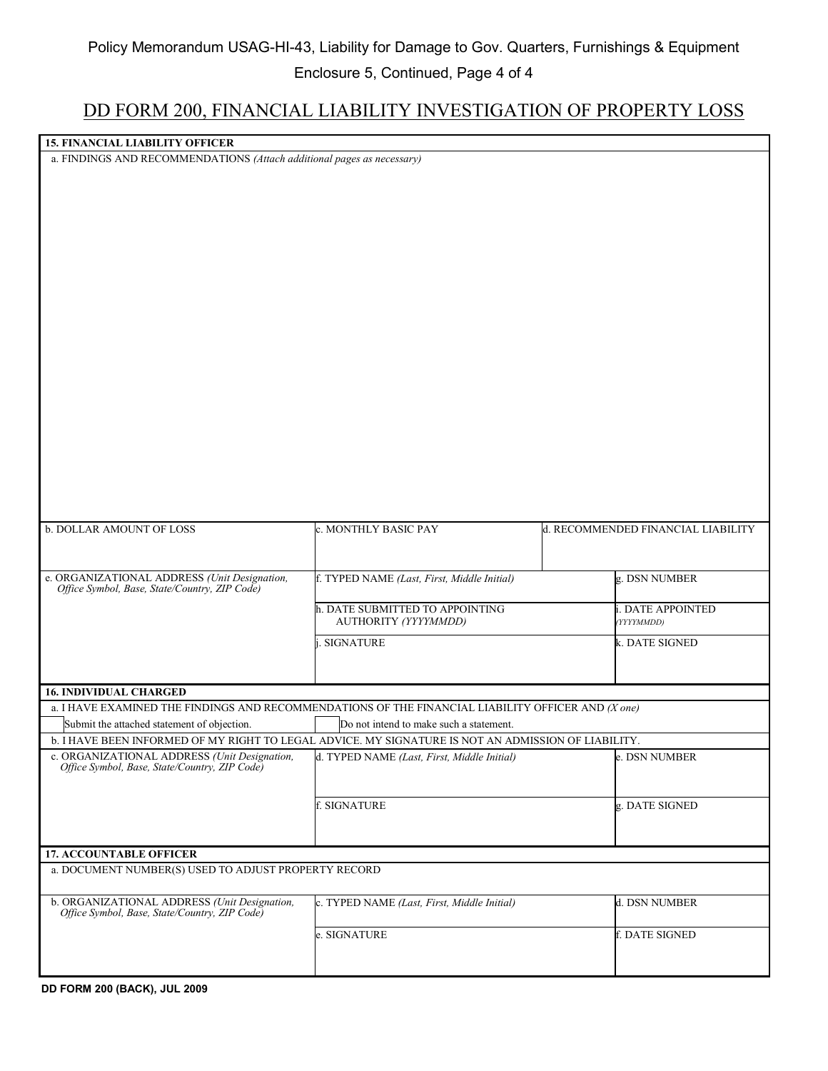Policy Memorandum USAG-HI-43, Liability for Damage to Gov. Quarters, Furnishings & Equipment

Enclosure 5, Continued, Page 4 of 4

# DD FORM 200, FINANCIAL LIABILITY INVESTIGATION OF PROPERTY LOSS

**15. FINANCIAL LIABILITY OFFICER**

a. FINDINGS AND RECOMMENDATIONS *(Attach additional pages as necessary)*

| | | |
|---|---|---|
| b. DOLLAR AMOUNT OF LOSS | c. MONTHLY BASIC PAY | d. RECOMMENDED FINANCIAL LIABILITY |

| | | |
|---|---|---|
| e. ORGANIZATIONAL ADDRESS *(Unit Designation, Office Symbol, Base, State/Country, ZIP Code)* | f. TYPED NAME *(Last, First, Middle Initial)* | g. DSN NUMBER |
| | h. DATE SUBMITTED TO APPOINTING AUTHORITY *(YYYYMMDD)* | i. DATE APPOINTED *(YYYYMMDD)* |
| | j. SIGNATURE | k. DATE SIGNED |

**16. INDIVIDUAL CHARGED**

a. I HAVE EXAMINED THE FINDINGS AND RECOMMENDATIONS OF THE FINANCIAL LIABILITY OFFICER AND *(X one)*

- [ ] Submit the attached statement of objection.
- [ ] Do not intend to make such a statement.

b. I HAVE BEEN INFORMED OF MY RIGHT TO LEGAL ADVICE. MY SIGNATURE IS NOT AN ADMISSION OF LIABILITY.

| | | |
|---|---|---|
| c. ORGANIZATIONAL ADDRESS *(Unit Designation, Office Symbol, Base, State/Country, ZIP Code)* | d. TYPED NAME *(Last, First, Middle Initial)* | e. DSN NUMBER |
| | f. SIGNATURE | g. DATE SIGNED |

**17. ACCOUNTABLE OFFICER**

a. DOCUMENT NUMBER(S) USED TO ADJUST PROPERTY RECORD

| | | |
|---|---|---|
| b. ORGANIZATIONAL ADDRESS *(Unit Designation, Office Symbol, Base, State/Country, ZIP Code)* | c. TYPED NAME *(Last, First, Middle Initial)* | d. DSN NUMBER |
| | e. SIGNATURE | f. DATE SIGNED |

**DD FORM 200 (BACK), JUL 2009**